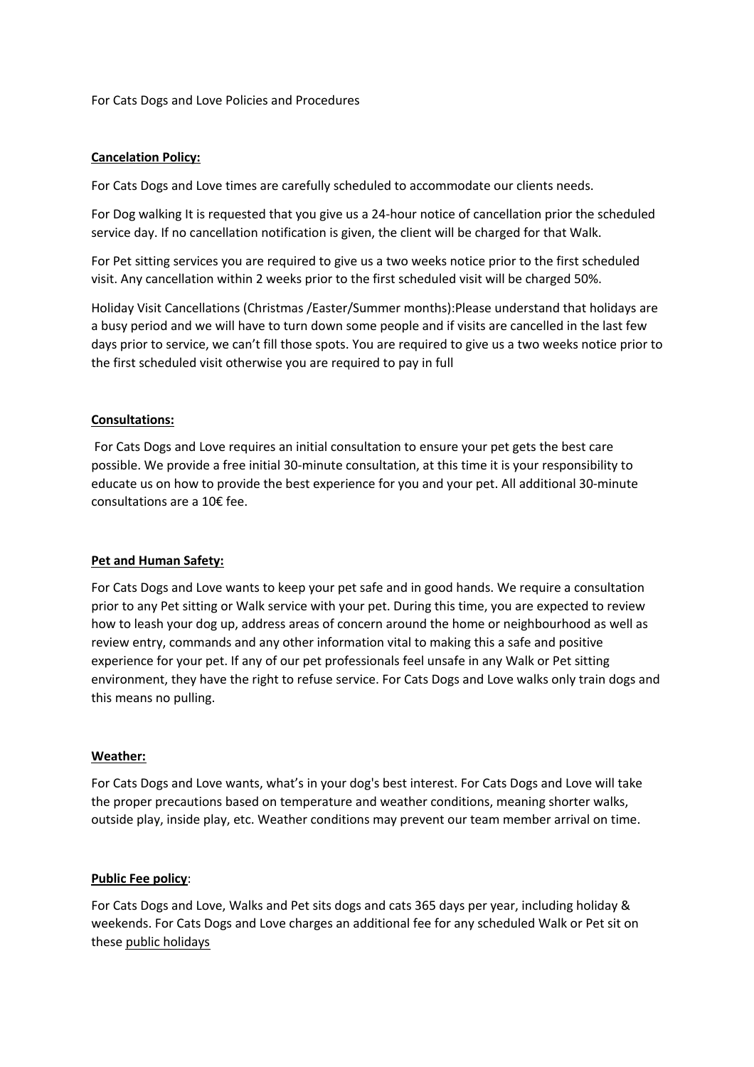For Cats Dogs and Love Policies and Procedures

**Cancelation Policy:**

For Cats Dogs and Love times are carefully scheduled to accommodate our clients needs.

For Dog walking It is requested that you give us a 24-hour notice of cancellation prior the scheduled service day. If no cancellation notification is given, the client will be charged for that Walk.

For Pet sitting services you are required to give us a two weeks notice prior to the first scheduled visit. Any cancellation within 2 weeks prior to the first scheduled visit will be charged 50%.

Holiday Visit Cancellations (Christmas /Easter/Summer months):Please understand that holidays are a busy period and we will have to turn down some people and if visits are cancelled in the last few days prior to service, we can't fill those spots. You are required to give us a two weeks notice prior to the first scheduled visit otherwise you are required to pay in full

**Consultations:**

For Cats Dogs and Love requires an initial consultation to ensure your pet gets the best care possible. We provide a free initial 30-minute consultation, at this time it is your responsibility to educate us on how to provide the best experience for you and your pet. All additional 30-minute consultations are a 10€ fee.

**Pet and Human Safety:**

For Cats Dogs and Love wants to keep your pet safe and in good hands. We require a consultation prior to any Pet sitting or Walk service with your pet. During this time, you are expected to review how to leash your dog up, address areas of concern around the home or neighbourhood as well as review entry, commands and any other information vital to making this a safe and positive experience for your pet. If any of our pet professionals feel unsafe in any Walk or Pet sitting environment, they have the right to refuse service. For Cats Dogs and Love walks only train dogs and this means no pulling.

**Weather:**

For Cats Dogs and Love wants, what's in your dog's best interest. For Cats Dogs and Love will take the proper precautions based on temperature and weather conditions, meaning shorter walks, outside play, inside play, etc. Weather conditions may prevent our team member arrival on time.

**Public Fee policy**:

For Cats Dogs and Love, Walks and Pet sits dogs and cats 365 days per year, including holiday & weekends. For Cats Dogs and Love charges an additional fee for any scheduled Walk or Pet sit on these public holidays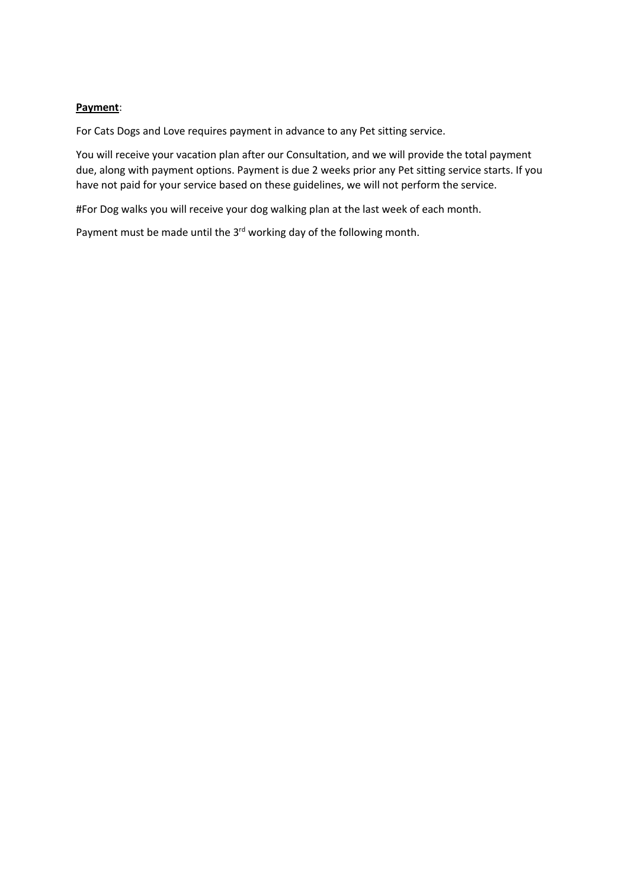**Payment**:

For Cats Dogs and Love requires payment in advance to any Pet sitting service.

You will receive your vacation plan after our Consultation, and we will provide the total payment due, along with payment options. Payment is due 2 weeks prior any Pet sitting service starts. If you have not paid for your service based on these guidelines, we will not perform the service.

#For Dog walks you will receive your dog walking plan at the last week of each month.

Payment must be made until the 3rd working day of the following month.